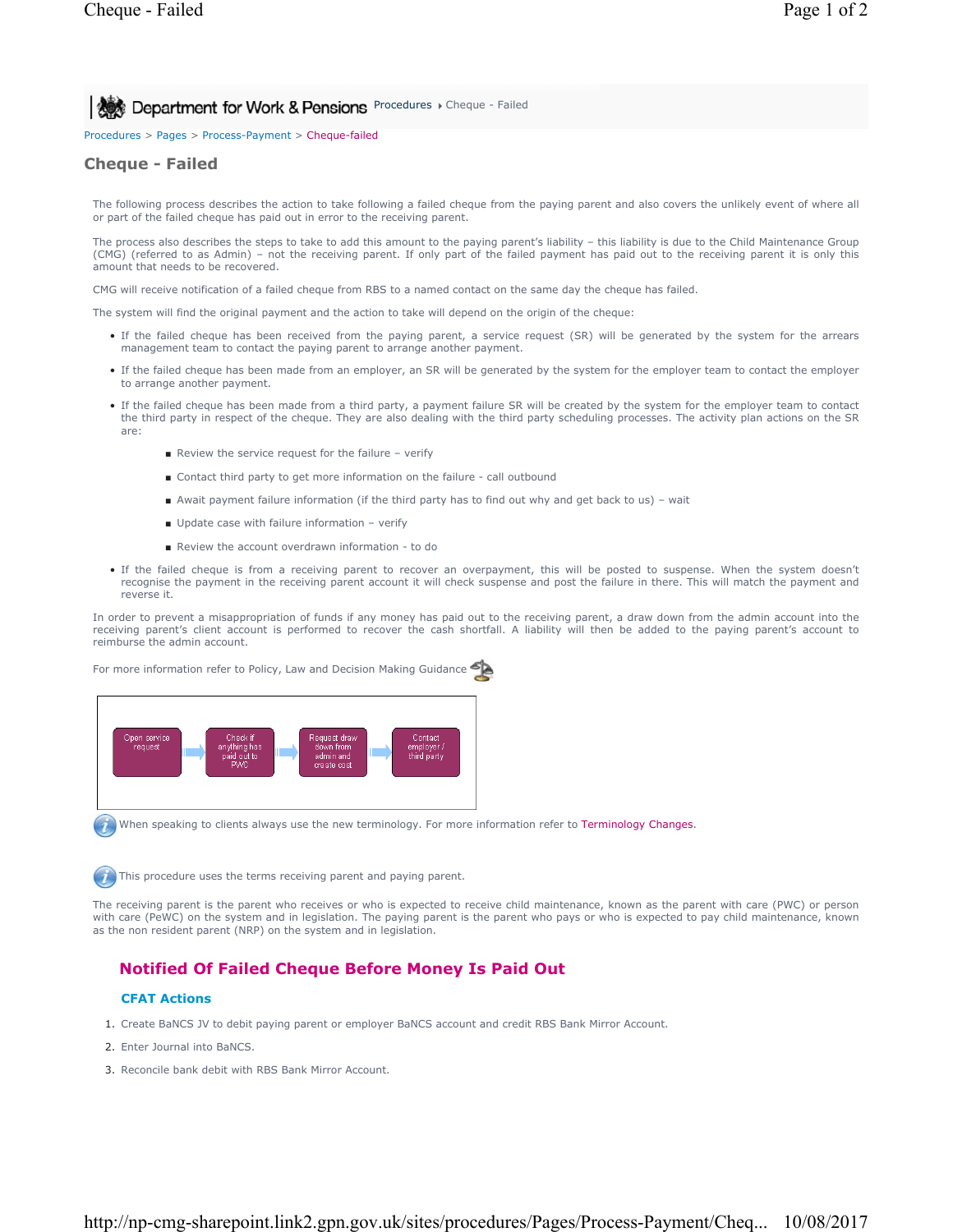Procedures > Pages > Process-Payment > Cheque-failed

# Cheque - Failed

The following process describes the action to take following a failed cheque from the paying parent and also covers the unlikely event of where all or part of the failed cheque has paid out in error to the receiving parent.

The process also describes the steps to take to add this amount to the paying parent's liability – this liability is due to the Child Maintenance Group (CMG) (referred to as Admin) – not the receiving parent. If only part of the failed payment has paid out to the receiving parent it is only this amount that needs to be recovered.

CMG will receive notification of a failed cheque from RBS to a named contact on the same day the cheque has failed.

The system will find the original payment and the action to take will depend on the origin of the cheque:

- If the failed cheque has been received from the paying parent, a service request (SR) will be generated by the system for the arrears management team to contact the paying parent to arrange another payment.
- If the failed cheque has been made from an employer, an SR will be generated by the system for the employer team to contact the employer to arrange another payment.
- If the failed cheque has been made from a third party, a payment failure SR will be created by the system for the employer team to contact the third party in respect of the cheque. They are also dealing with the third party scheduling processes. The activity plan actions on the SR are:
  - Review the service request for the failure – verify
  - Contact third party to get more information on the failure - call outbound
  - Await payment failure information (if the third party has to find out why and get back to us) – wait
  - Update case with failure information – verify
  - Review the account overdrawn information - to do
- If the failed cheque is from a receiving parent to recover an overpayment, this will be posted to suspense. When the system doesn't recognise the payment in the receiving parent account it will check suspense and post the failure in there. This will match the payment and reverse it.

In order to prevent a misappropriation of funds if any money has paid out to the receiving parent, a draw down from the admin account into the receiving parent's client account is performed to recover the cash shortfall. A liability will then be added to the paying parent's account to reimburse the admin account.

For more information refer to Policy, Law and Decision Making Guidance

Open service request → Check if anything has paid out to PWC → Request draw down from admin and create cost → Contact employer / third party

When speaking to clients always use the new terminology. For more information refer to Terminology Changes.

This procedure uses the terms receiving parent and paying parent.

The receiving parent is the parent who receives or who is expected to receive child maintenance, known as the parent with care (PWC) or person with care (PeWC) on the system and in legislation. The paying parent is the parent who pays or who is expected to pay child maintenance, known as the non resident parent (NRP) on the system and in legislation.

## Notified Of Failed Cheque Before Money Is Paid Out

### CFAT Actions

1. Create BaNCS JV to debit paying parent or employer BaNCS account and credit RBS Bank Mirror Account.
2. Enter Journal into BaNCS.
3. Reconcile bank debit with RBS Bank Mirror Account.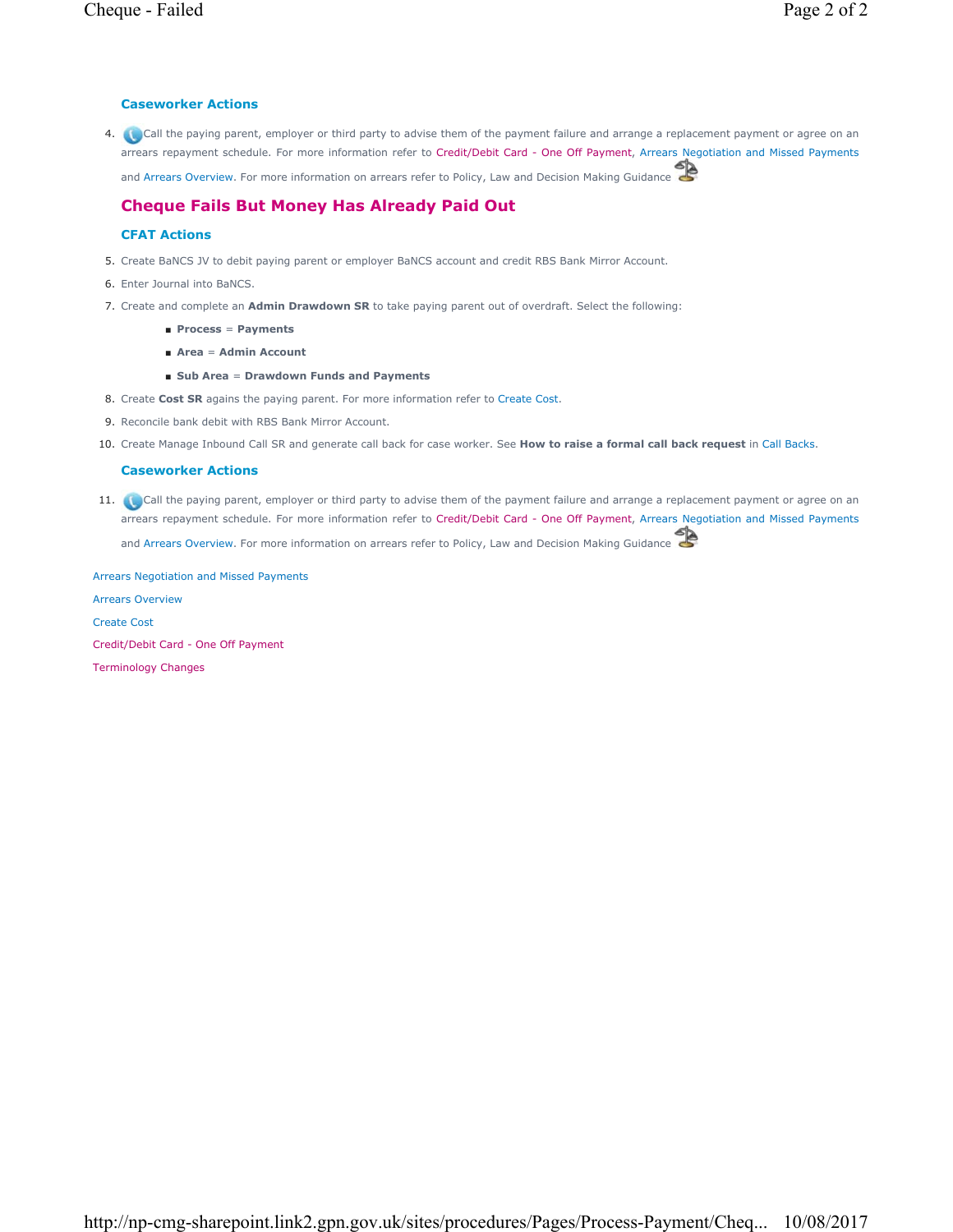### Caseworker Actions

4. Call the paying parent, employer or third party to advise them of the payment failure and arrange a replacement payment or agree on an arrears repayment schedule. For more information refer to Credit/Debit Card - One Off Payment, Arrears Negotiation and Missed Payments and Arrears Overview. For more information on arrears refer to Policy, Law and Decision Making Guidance

## Cheque Fails But Money Has Already Paid Out

### CFAT Actions

5. Create BaNCS JV to debit paying parent or employer BaNCS account and credit RBS Bank Mirror Account.
6. Enter Journal into BaNCS.
7. Create and complete an **Admin Drawdown SR** to take paying parent out of overdraft. Select the following:
   - **Process** = **Payments**
   - **Area** = **Admin Account**
   - **Sub Area** = **Drawdown Funds and Payments**
8. Create **Cost SR** agains the paying parent. For more information refer to Create Cost.
9. Reconcile bank debit with RBS Bank Mirror Account.
10. Create Manage Inbound Call SR and generate call back for case worker. See **How to raise a formal call back request** in Call Backs.

### Caseworker Actions

11. Call the paying parent, employer or third party to advise them of the payment failure and arrange a replacement payment or agree on an arrears repayment schedule. For more information refer to Credit/Debit Card - One Off Payment, Arrears Negotiation and Missed Payments and Arrears Overview. For more information on arrears refer to Policy, Law and Decision Making Guidance

Arrears Negotiation and Missed Payments

Arrears Overview

Create Cost

Credit/Debit Card - One Off Payment

Terminology Changes